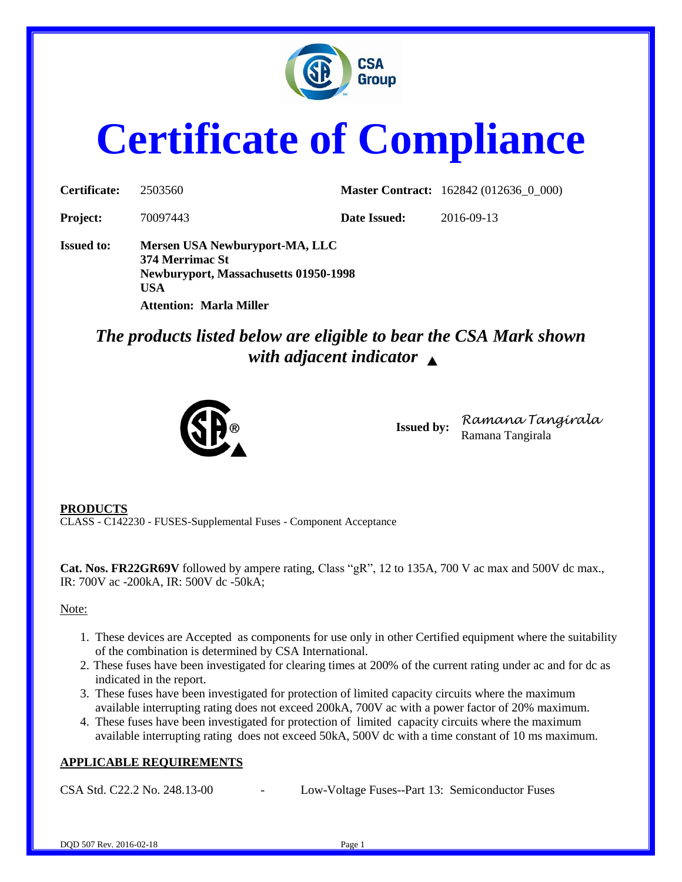# Certificate of Compliance

| | | | |
|---|---|---|---|
| **Certificate:** | 2503560 | **Master Contract:** | 162842 (012636_0_000) |
| **Project:** | 70097443 | **Date Issued:** | 2016-09-13 |

**Issued to:** **Mersen USA Newburyport-MA, LLC**
**374 Merrimac St**
**Newburyport, Massachusetts 01950-1998**
**USA**
**Attention: Marla Miller**

## *The products listed below are eligible to bear the CSA Mark shown with adjacent indicator ▲*

**Issued by:** *Ramana Tangirala*
Ramana Tangirala

**PRODUCTS**

CLASS - C142230 - FUSES-Supplemental Fuses - Component Acceptance

**Cat. Nos. FR22GR69V** followed by ampere rating, Class "gR", 12 to 135A, 700 V ac max and 500V dc max., IR: 700V ac -200kA, IR: 500V dc -50kA;

Note:

1. These devices are Accepted as components for use only in other Certified equipment where the suitability of the combination is determined by CSA International.
2. These fuses have been investigated for clearing times at 200% of the current rating under ac and for dc as indicated in the report.
3. These fuses have been investigated for protection of limited capacity circuits where the maximum available interrupting rating does not exceed 200kA, 700V ac with a power factor of 20% maximum.
4. These fuses have been investigated for protection of limited capacity circuits where the maximum available interrupting rating does not exceed 50kA, 500V dc with a time constant of 10 ms maximum.

**APPLICABLE REQUIREMENTS**

CSA Std. C22.2 No. 248.13-00 - Low-Voltage Fuses--Part 13: Semiconductor Fuses

DQD 507 Rev. 2016-02-18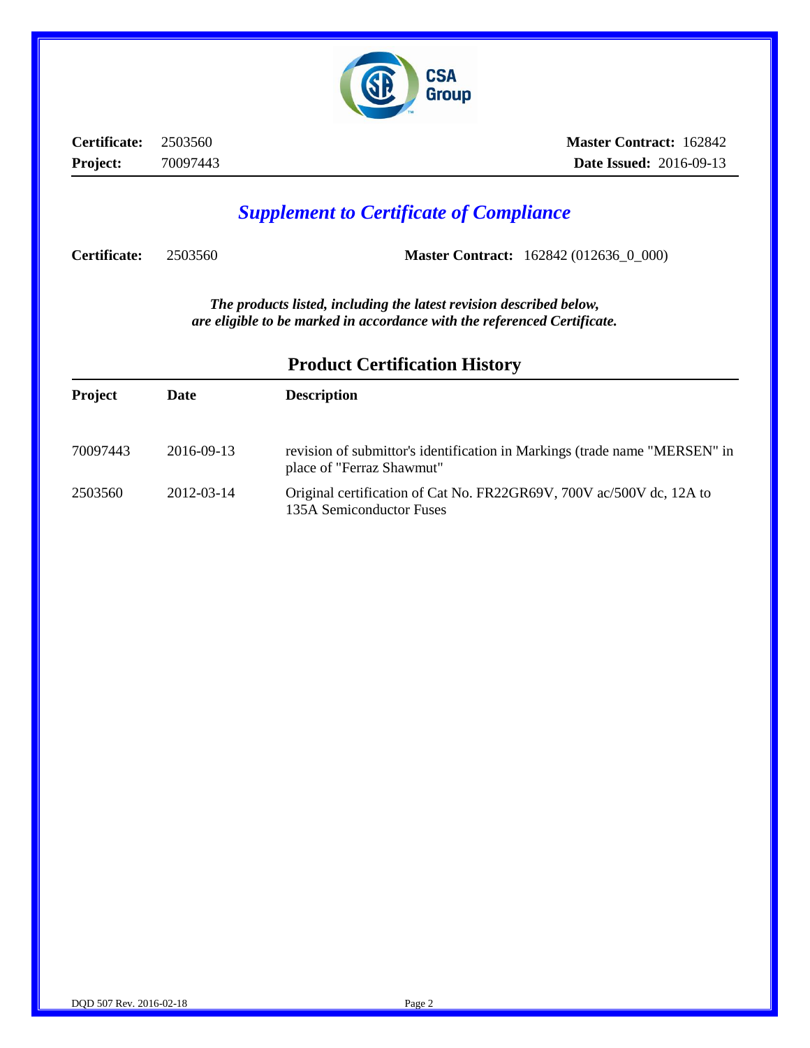**Certificate:** 2503560 **Master Contract:** 162842
**Project:** 70097443 **Date Issued:** 2016-09-13

## *Supplement to Certificate of Compliance*

**Certificate:** 2503560 **Master Contract:** 162842 (012636_0_000)

***The products listed, including the latest revision described below, are eligible to be marked in accordance with the referenced Certificate.***

### Product Certification History

| Project | Date | Description |
|---|---|---|
| 70097443 | 2016-09-13 | revision of submittor's identification in Markings (trade name "MERSEN" in place of "Ferraz Shawmut" |
| 2503560 | 2012-03-14 | Original certification of Cat No. FR22GR69V, 700V ac/500V dc, 12A to 135A Semiconductor Fuses |

DQD 507 Rev. 2016-02-18